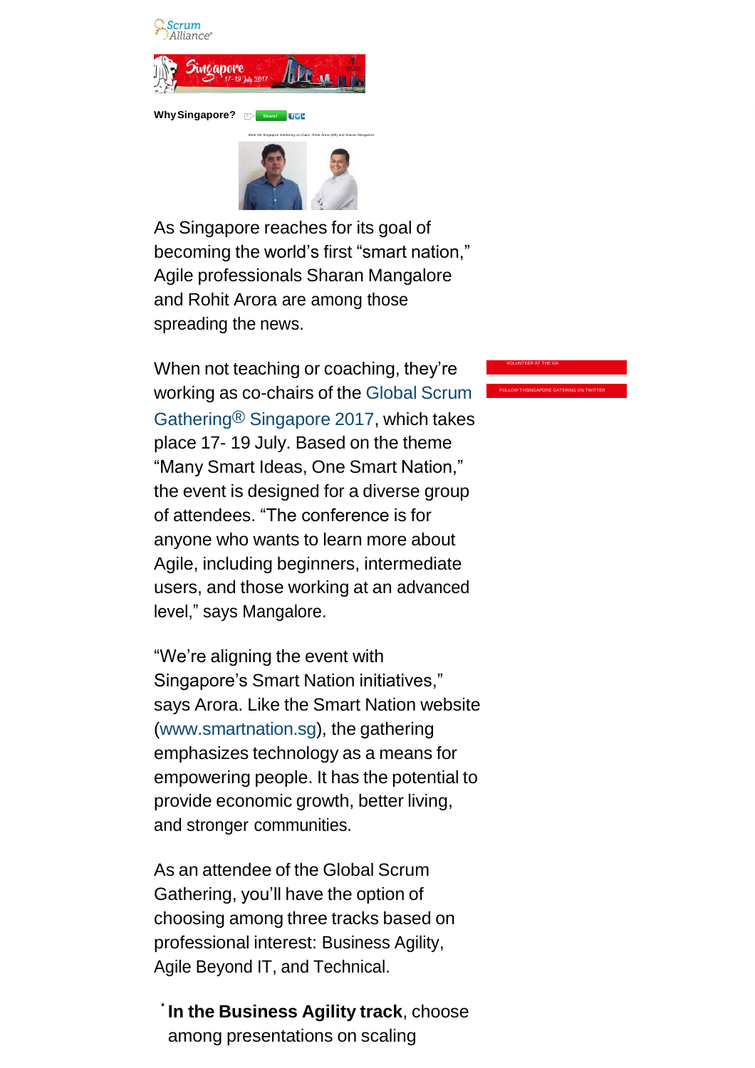Scrum Alliance®

Singapore 17-19 July 2017

**Why Singapore?** Share!

Meet the Singapore Gathering co-chairs: Rohit Arora (left) and Sharan Mangalore.

As Singapore reaches for its goal of becoming the world's first "smart nation," Agile professionals Sharan Mangalore and Rohit Arora are among those spreading the news.

VOLUNTEER AT THE GA

FOLLOW THSINGAPORE GATERING ON TWITTER

When not teaching or coaching, they're working as co-chairs of the Global Scrum Gathering® Singapore 2017, which takes place 17- 19 July. Based on the theme "Many Smart Ideas, One Smart Nation," the event is designed for a diverse group of attendees. "The conference is for anyone who wants to learn more about Agile, including beginners, intermediate users, and those working at an advanced level," says Mangalore.

"We're aligning the event with Singapore's Smart Nation initiatives," says Arora. Like the Smart Nation website (www.smartnation.sg), the gathering emphasizes technology as a means for empowering people. It has the potential to provide economic growth, better living, and stronger communities.

As an attendee of the Global Scrum Gathering, you'll have the option of choosing among three tracks based on professional interest: Business Agility, Agile Beyond IT, and Technical.

- **In the Business Agility track**, choose among presentations on scaling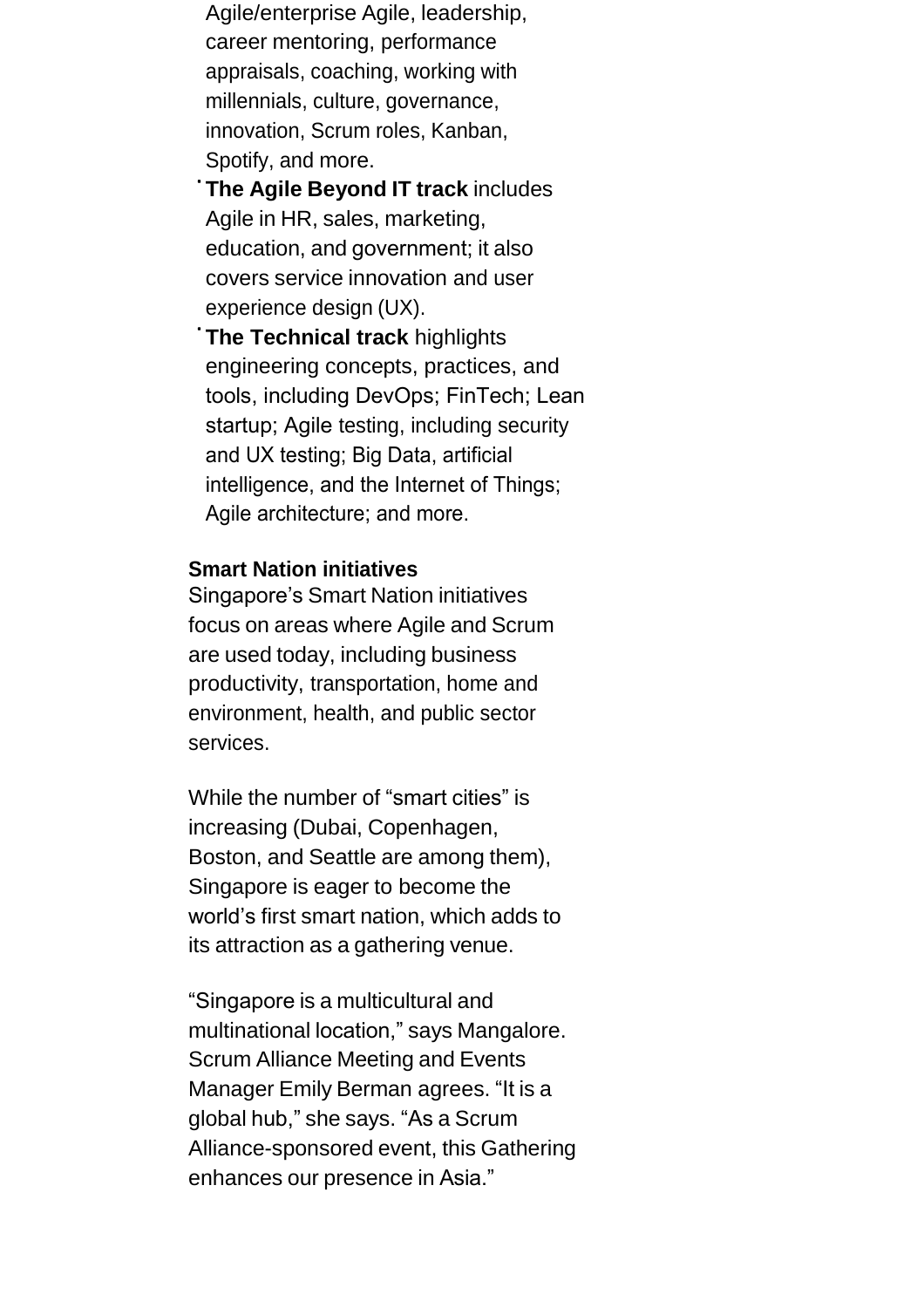Agile/enterprise Agile, leadership, career mentoring, performance appraisals, coaching, working with millennials, culture, governance, innovation, Scrum roles, Kanban, Spotify, and more.

- **The Agile Beyond IT track** includes Agile in HR, sales, marketing, education, and government; it also covers service innovation and user experience design (UX).
- **The Technical track** highlights engineering concepts, practices, and tools, including DevOps; FinTech; Lean startup; Agile testing, including security and UX testing; Big Data, artificial intelligence, and the Internet of Things; Agile architecture; and more.

**Smart Nation initiatives**

Singapore's Smart Nation initiatives focus on areas where Agile and Scrum are used today, including business productivity, transportation, home and environment, health, and public sector services.

While the number of "smart cities" is increasing (Dubai, Copenhagen, Boston, and Seattle are among them), Singapore is eager to become the world's first smart nation, which adds to its attraction as a gathering venue.

"Singapore is a multicultural and multinational location," says Mangalore. Scrum Alliance Meeting and Events Manager Emily Berman agrees. "It is a global hub," she says. "As a Scrum Alliance-sponsored event, this Gathering enhances our presence in Asia."